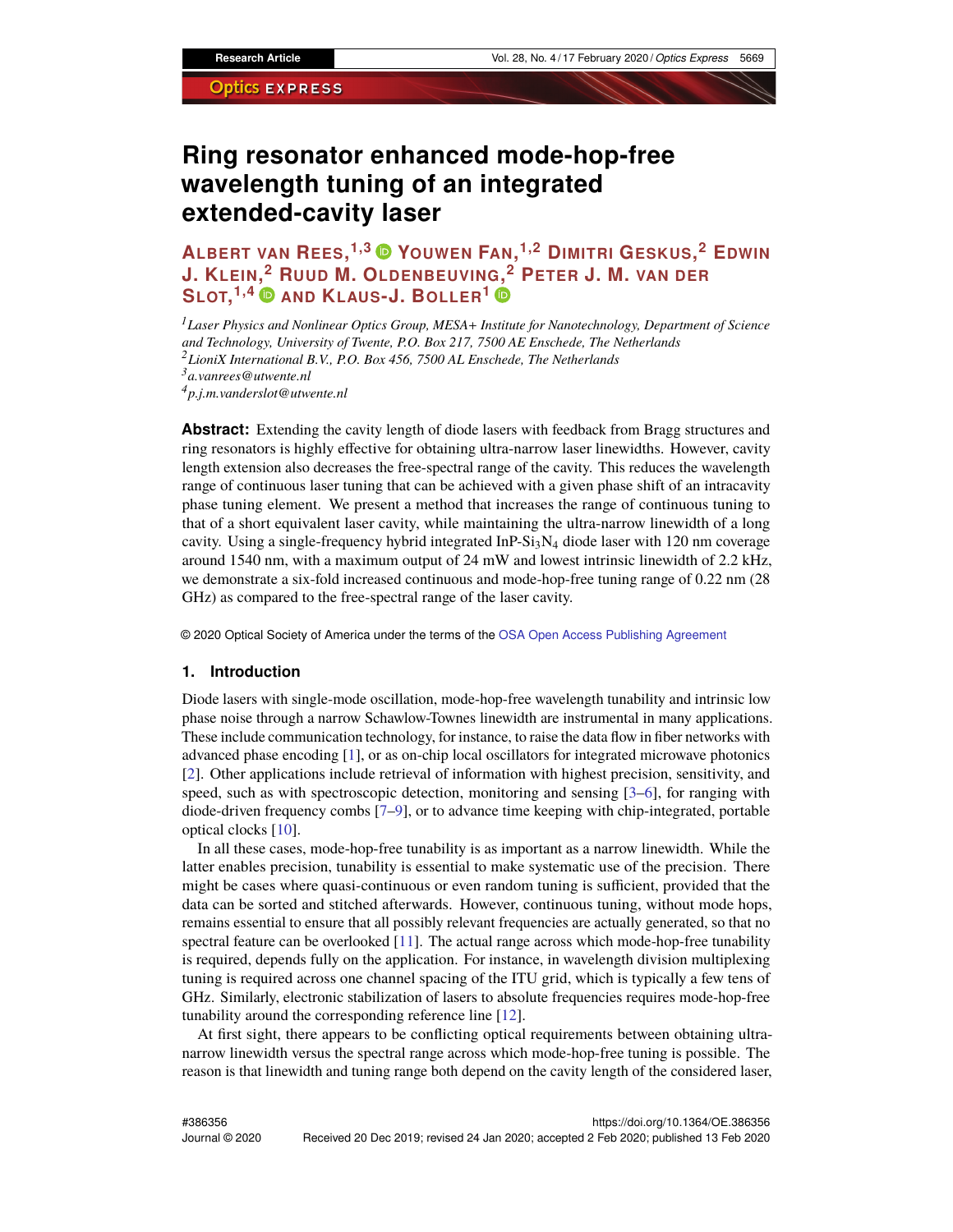# Ring resonator enhanced mode-hop-free wavelength tuning of an integrated extended-cavity laser

**Albert van Rees,**[1,3] **Youwen Fan,**[1,2] **Dimitri Geskus,**[2] **Edwin J. Klein,**[2] **Ruud M. Oldenbeuving,**[2] **Peter J. M. van der Slot,**[1,4] **and Klaus-J. Boller**[1]

[1] *Laser Physics and Nonlinear Optics Group, MESA+ Institute for Nanotechnology, Department of Science and Technology, University of Twente, P.O. Box 217, 7500 AE Enschede, The Netherlands*
[2] *LioniX International B.V., P.O. Box 456, 7500 AL Enschede, The Netherlands*
[3] *a.vanrees@utwente.nl*
[4] *p.j.m.vanderslot@utwente.nl*

**Abstract:** Extending the cavity length of diode lasers with feedback from Bragg structures and ring resonators is highly effective for obtaining ultra-narrow laser linewidths. However, cavity length extension also decreases the free-spectral range of the cavity. This reduces the wavelength range of continuous laser tuning that can be achieved with a given phase shift of an intracavity phase tuning element. We present a method that increases the range of continuous tuning to that of a short equivalent laser cavity, while maintaining the ultra-narrow linewidth of a long cavity. Using a single-frequency hybrid integrated InP-$Si_3N_4$ diode laser with 120 nm coverage around 1540 nm, with a maximum output of 24 mW and lowest intrinsic linewidth of 2.2 kHz, we demonstrate a six-fold increased continuous and mode-hop-free tuning range of 0.22 nm (28 GHz) as compared to the free-spectral range of the laser cavity.

© 2020 Optical Society of America under the terms of the OSA Open Access Publishing Agreement

## 1. Introduction

Diode lasers with single-mode oscillation, mode-hop-free wavelength tunability and intrinsic low phase noise through a narrow Schawlow-Townes linewidth are instrumental in many applications. These include communication technology, for instance, to raise the data flow in fiber networks with advanced phase encoding [1], or as on-chip local oscillators for integrated microwave photonics [2]. Other applications include retrieval of information with highest precision, sensitivity, and speed, such as with spectroscopic detection, monitoring and sensing [3–6], for ranging with diode-driven frequency combs [7–9], or to advance time keeping with chip-integrated, portable optical clocks [10].

In all these cases, mode-hop-free tunability is as important as a narrow linewidth. While the latter enables precision, tunability is essential to make systematic use of the precision. There might be cases where quasi-continuous or even random tuning is sufficient, provided that the data can be sorted and stitched afterwards. However, continuous tuning, without mode hops, remains essential to ensure that all possibly relevant frequencies are actually generated, so that no spectral feature can be overlooked [11]. The actual range across which mode-hop-free tunability is required, depends fully on the application. For instance, in wavelength division multiplexing tuning is required across one channel spacing of the ITU grid, which is typically a few tens of GHz. Similarly, electronic stabilization of lasers to absolute frequencies requires mode-hop-free tunability around the corresponding reference line [12].

At first sight, there appears to be conflicting optical requirements between obtaining ultra-narrow linewidth versus the spectral range across which mode-hop-free tuning is possible. The reason is that linewidth and tuning range both depend on the cavity length of the considered laser,

#386356
Journal © 2020

https://doi.org/10.1364/OE.386356
Received 20 Dec 2019; revised 24 Jan 2020; accepted 2 Feb 2020; published 13 Feb 2020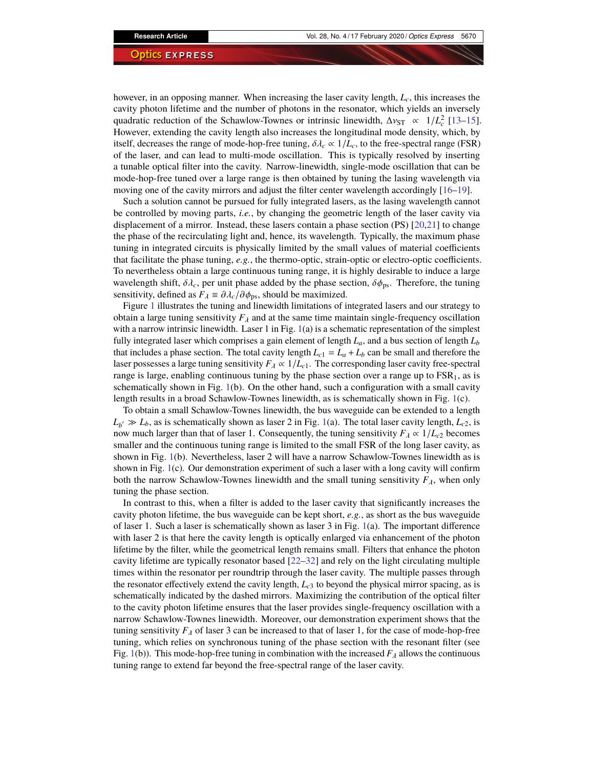however, in an opposing manner. When increasing the laser cavity length, $L_c$, this increases the cavity photon lifetime and the number of photons in the resonator, which yields an inversely quadratic reduction of the Schawlow-Townes or intrinsic linewidth, $\Delta\nu_{\mathrm{ST}} \propto 1/L_c^2$ [13–15]. However, extending the cavity length also increases the longitudinal mode density, which, by itself, decreases the range of mode-hop-free tuning, $\delta\lambda_c \propto 1/L_c$, to the free-spectral range (FSR) of the laser, and can lead to multi-mode oscillation. This is typically resolved by inserting a tunable optical filter into the cavity. Narrow-linewidth, single-mode oscillation that can be mode-hop-free tuned over a large range is then obtained by tuning the lasing wavelength via moving one of the cavity mirrors and adjust the filter center wavelength accordingly [16–19].

Such a solution cannot be pursued for fully integrated lasers, as the lasing wavelength cannot be controlled by moving parts, *i.e.*, by changing the geometric length of the laser cavity via displacement of a mirror. Instead, these lasers contain a phase section (PS) [20,21] to change the phase of the recirculating light and, hence, its wavelength. Typically, the maximum phase tuning in integrated circuits is physically limited by the small values of material coefficients that facilitate the phase tuning, *e.g.*, the thermo-optic, strain-optic or electro-optic coefficients. To nevertheless obtain a large continuous tuning range, it is highly desirable to induce a large wavelength shift, $\delta\lambda_c$, per unit phase added by the phase section, $\delta\phi_{\mathrm{ps}}$. Therefore, the tuning sensitivity, defined as $F_\lambda \equiv \partial\lambda_c/\partial\phi_{\mathrm{ps}}$, should be maximized.

Figure 1 illustrates the tuning and linewidth limitations of integrated lasers and our strategy to obtain a large tuning sensitivity $F_\lambda$ and at the same time maintain single-frequency oscillation with a narrow intrinsic linewidth. Laser 1 in Fig. 1(a) is a schematic representation of the simplest fully integrated laser which comprises a gain element of length $L_a$, and a bus section of length $L_b$ that includes a phase section. The total cavity length $L_{c1} = L_a + L_b$ can be small and therefore the laser possesses a large tuning sensitivity $F_\lambda \propto 1/L_{c1}$. The corresponding laser cavity free-spectral range is large, enabling continuous tuning by the phase section over a range up to $\mathrm{FSR}_1$, as is schematically shown in Fig. 1(b). On the other hand, such a configuration with a small cavity length results in a broad Schawlow-Townes linewidth, as is schematically shown in Fig. 1(c).

To obtain a small Schawlow-Townes linewidth, the bus waveguide can be extended to a length $L_{b'} \gg L_b$, as is schematically shown as laser 2 in Fig. 1(a). The total laser cavity length, $L_{c2}$, is now much larger than that of laser 1. Consequently, the tuning sensitivity $F_\lambda \propto 1/L_{c2}$ becomes smaller and the continuous tuning range is limited to the small FSR of the long laser cavity, as shown in Fig. 1(b). Nevertheless, laser 2 will have a narrow Schawlow-Townes linewidth as is shown in Fig. 1(c). Our demonstration experiment of such a laser with a long cavity will confirm both the narrow Schawlow-Townes linewidth and the small tuning sensitivity $F_\lambda$, when only tuning the phase section.

In contrast to this, when a filter is added to the laser cavity that significantly increases the cavity photon lifetime, the bus waveguide can be kept short, *e.g.*, as short as the bus waveguide of laser 1. Such a laser is schematically shown as laser 3 in Fig. 1(a). The important difference with laser 2 is that here the cavity length is optically enlarged via enhancement of the photon lifetime by the filter, while the geometrical length remains small. Filters that enhance the photon cavity lifetime are typically resonator based [22–32] and rely on the light circulating multiple times within the resonator per roundtrip through the laser cavity. The multiple passes through the resonator effectively extend the cavity length, $L_{c3}$ to beyond the physical mirror spacing, as is schematically indicated by the dashed mirrors. Maximizing the contribution of the optical filter to the cavity photon lifetime ensures that the laser provides single-frequency oscillation with a narrow Schawlow-Townes linewidth. Moreover, our demonstration experiment shows that the tuning sensitivity $F_\lambda$ of laser 3 can be increased to that of laser 1, for the case of mode-hop-free tuning, which relies on synchronous tuning of the phase section with the resonant filter (see Fig. 1(b)). This mode-hop-free tuning in combination with the increased $F_\lambda$ allows the continuous tuning range to extend far beyond the free-spectral range of the laser cavity.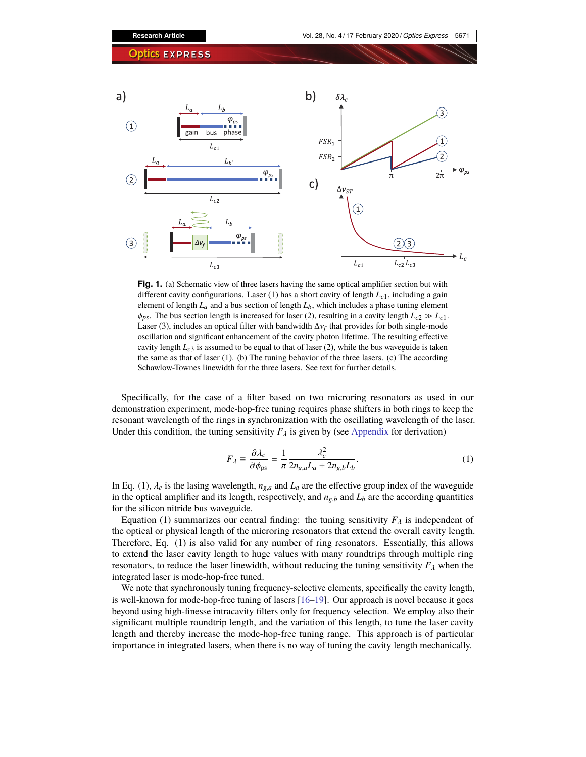**Fig. 1.** (a) Schematic view of three lasers having the same optical amplifier section but with different cavity configurations. Laser (1) has a short cavity of length $L_{c1}$, including a gain element of length $L_a$ and a bus section of length $L_b$, which includes a phase tuning element $\phi_{ps}$. The bus section length is increased for laser (2), resulting in a cavity length $L_{c2} \gg L_{c1}$. Laser (3), includes an optical filter with bandwidth $\Delta\nu_f$ that provides for both single-mode oscillation and significant enhancement of the cavity photon lifetime. The resulting effective cavity length $L_{c3}$ is assumed to be equal to that of laser (2), while the bus waveguide is taken the same as that of laser (1). (b) The tuning behavior of the three lasers. (c) The according Schawlow-Townes linewidth for the three lasers. See text for further details.

Specifically, for the case of a filter based on two microring resonators as used in our demonstration experiment, mode-hop-free tuning requires phase shifters in both rings to keep the resonant wavelength of the rings in synchronization with the oscillating wavelength of the laser. Under this condition, the tuning sensitivity $F_\lambda$ is given by (see Appendix for derivation)

$$F_\lambda \equiv \frac{\partial \lambda_c}{\partial \phi_{\mathrm{ps}}} = \frac{1}{\pi} \frac{\lambda_c^2}{2n_{g,a}L_a + 2n_{g,b}L_b}. \tag{1}$$

In Eq. (1), $\lambda_c$ is the lasing wavelength, $n_{g,a}$ and $L_a$ are the effective group index of the waveguide in the optical amplifier and its length, respectively, and $n_{g,b}$ and $L_b$ are the according quantities for the silicon nitride bus waveguide.

Equation (1) summarizes our central finding: the tuning sensitivity $F_\lambda$ is independent of the optical or physical length of the microring resonators that extend the overall cavity length. Therefore, Eq. (1) is also valid for any number of ring resonators. Essentially, this allows to extend the laser cavity length to huge values with many roundtrips through multiple ring resonators, to reduce the laser linewidth, without reducing the tuning sensitivity $F_\lambda$ when the integrated laser is mode-hop-free tuned.

We note that synchronously tuning frequency-selective elements, specifically the cavity length, is well-known for mode-hop-free tuning of lasers [16–19]. Our approach is novel because it goes beyond using high-finesse intracavity filters only for frequency selection. We employ also their significant multiple roundtrip length, and the variation of this length, to tune the laser cavity length and thereby increase the mode-hop-free tuning range. This approach is of particular importance in integrated lasers, when there is no way of tuning the cavity length mechanically.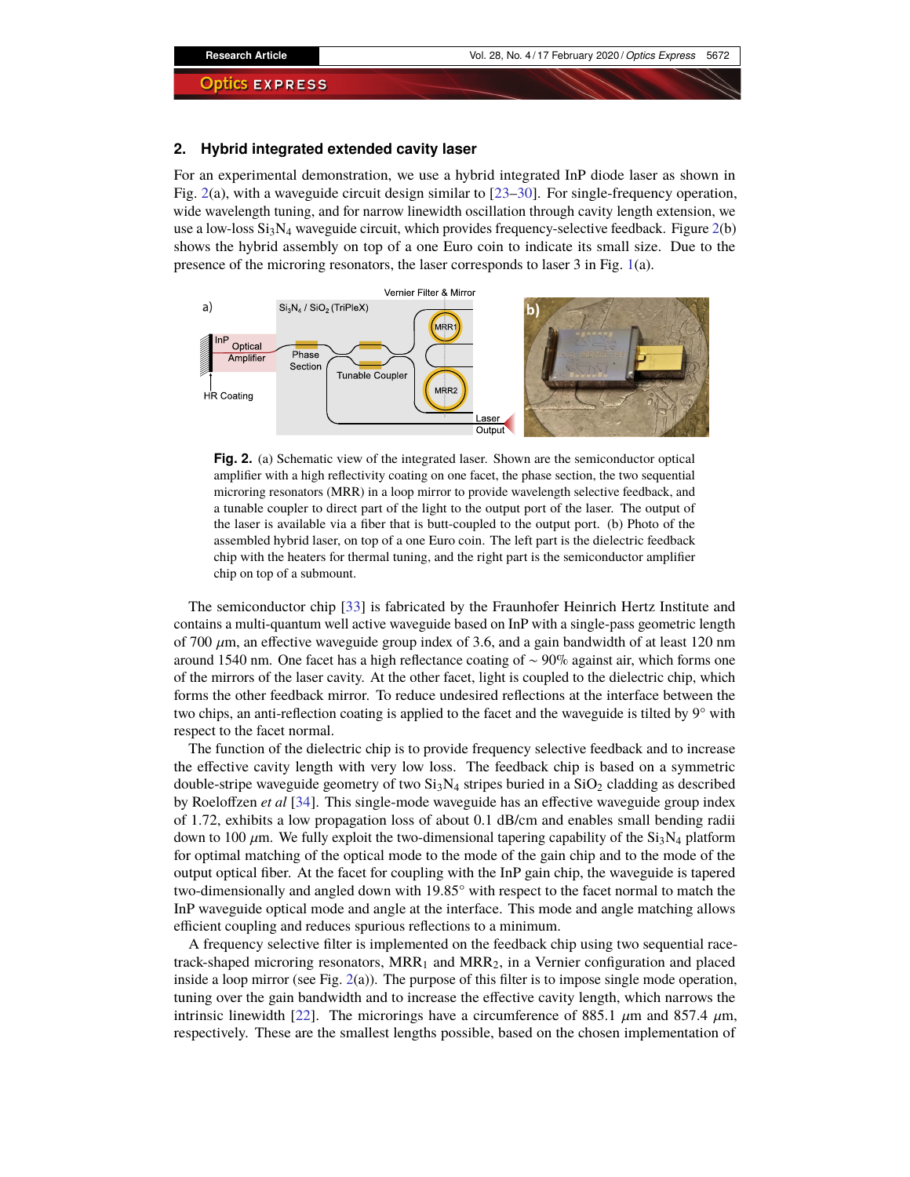## 2. Hybrid integrated extended cavity laser

For an experimental demonstration, we use a hybrid integrated InP diode laser as shown in Fig. 2(a), with a waveguide circuit design similar to [23–30]. For single-frequency operation, wide wavelength tuning, and for narrow linewidth oscillation through cavity length extension, we use a low-loss $Si_3N_4$ waveguide circuit, which provides frequency-selective feedback. Figure 2(b) shows the hybrid assembly on top of a one Euro coin to indicate its small size. Due to the presence of the microring resonators, the laser corresponds to laser 3 in Fig. 1(a).

**Fig. 2.** (a) Schematic view of the integrated laser. Shown are the semiconductor optical amplifier with a high reflectivity coating on one facet, the phase section, the two sequential microring resonators (MRR) in a loop mirror to provide wavelength selective feedback, and a tunable coupler to direct part of the light to the output port of the laser. The output of the laser is available via a fiber that is butt-coupled to the output port. (b) Photo of the assembled hybrid laser, on top of a one Euro coin. The left part is the dielectric feedback chip with the heaters for thermal tuning, and the right part is the semiconductor amplifier chip on top of a submount.

The semiconductor chip [33] is fabricated by the Fraunhofer Heinrich Hertz Institute and contains a multi-quantum well active waveguide based on InP with a single-pass geometric length of 700 $\mu$m, an effective waveguide group index of 3.6, and a gain bandwidth of at least 120 nm around 1540 nm. One facet has a high reflectance coating of $\sim$ 90% against air, which forms one of the mirrors of the laser cavity. At the other facet, light is coupled to the dielectric chip, which forms the other feedback mirror. To reduce undesired reflections at the interface between the two chips, an anti-reflection coating is applied to the facet and the waveguide is tilted by 9° with respect to the facet normal.

The function of the dielectric chip is to provide frequency selective feedback and to increase the effective cavity length with very low loss. The feedback chip is based on a symmetric double-stripe waveguide geometry of two $Si_3N_4$ stripes buried in a $SiO_2$ cladding as described by Roeloffzen *et al* [34]. This single-mode waveguide has an effective waveguide group index of 1.72, exhibits a low propagation loss of about 0.1 dB/cm and enables small bending radii down to 100 $\mu$m. We fully exploit the two-dimensional tapering capability of the $Si_3N_4$ platform for optimal matching of the optical mode to the mode of the gain chip and to the mode of the output optical fiber. At the facet for coupling with the InP gain chip, the waveguide is tapered two-dimensionally and angled down with 19.85° with respect to the facet normal to match the InP waveguide optical mode and angle at the interface. This mode and angle matching allows efficient coupling and reduces spurious reflections to a minimum.

A frequency selective filter is implemented on the feedback chip using two sequential racetrack-shaped microring resonators, $MRR_1$ and $MRR_2$, in a Vernier configuration and placed inside a loop mirror (see Fig. 2(a)). The purpose of this filter is to impose single mode operation, tuning over the gain bandwidth and to increase the effective cavity length, which narrows the intrinsic linewidth [22]. The microrings have a circumference of 885.1 $\mu$m and 857.4 $\mu$m, respectively. These are the smallest lengths possible, based on the chosen implementation of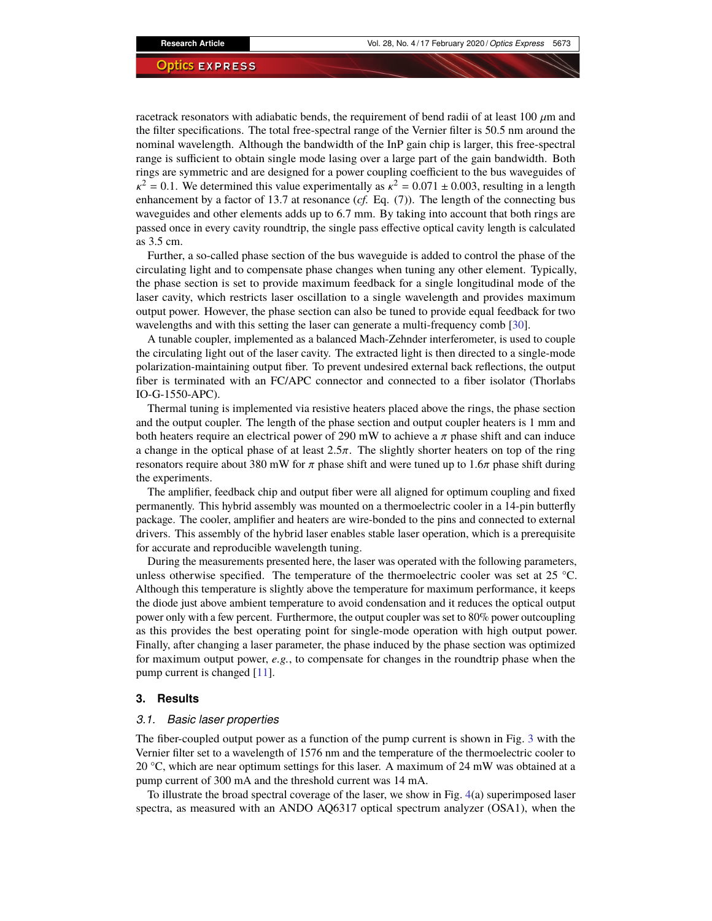racetrack resonators with adiabatic bends, the requirement of bend radii of at least 100 $\mu$m and the filter specifications. The total free-spectral range of the Vernier filter is 50.5 nm around the nominal wavelength. Although the bandwidth of the InP gain chip is larger, this free-spectral range is sufficient to obtain single mode lasing over a large part of the gain bandwidth. Both rings are symmetric and are designed for a power coupling coefficient to the bus waveguides of $\kappa^2 = 0.1$. We determined this value experimentally as $\kappa^2 = 0.071 \pm 0.003$, resulting in a length enhancement by a factor of 13.7 at resonance (*cf.* Eq. (7)). The length of the connecting bus waveguides and other elements adds up to 6.7 mm. By taking into account that both rings are passed once in every cavity roundtrip, the single pass effective optical cavity length is calculated as 3.5 cm.

Further, a so-called phase section of the bus waveguide is added to control the phase of the circulating light and to compensate phase changes when tuning any other element. Typically, the phase section is set to provide maximum feedback for a single longitudinal mode of the laser cavity, which restricts laser oscillation to a single wavelength and provides maximum output power. However, the phase section can also be tuned to provide equal feedback for two wavelengths and with this setting the laser can generate a multi-frequency comb [30].

A tunable coupler, implemented as a balanced Mach-Zehnder interferometer, is used to couple the circulating light out of the laser cavity. The extracted light is then directed to a single-mode polarization-maintaining output fiber. To prevent undesired external back reflections, the output fiber is terminated with an FC/APC connector and connected to a fiber isolator (Thorlabs IO-G-1550-APC).

Thermal tuning is implemented via resistive heaters placed above the rings, the phase section and the output coupler. The length of the phase section and output coupler heaters is 1 mm and both heaters require an electrical power of 290 mW to achieve a $\pi$ phase shift and can induce a change in the optical phase of at least $2.5\pi$. The slightly shorter heaters on top of the ring resonators require about 380 mW for $\pi$ phase shift and were tuned up to $1.6\pi$ phase shift during the experiments.

The amplifier, feedback chip and output fiber were all aligned for optimum coupling and fixed permanently. This hybrid assembly was mounted on a thermoelectric cooler in a 14-pin butterfly package. The cooler, amplifier and heaters are wire-bonded to the pins and connected to external drivers. This assembly of the hybrid laser enables stable laser operation, which is a prerequisite for accurate and reproducible wavelength tuning.

During the measurements presented here, the laser was operated with the following parameters, unless otherwise specified. The temperature of the thermoelectric cooler was set at 25 °C. Although this temperature is slightly above the temperature for maximum performance, it keeps the diode just above ambient temperature to avoid condensation and it reduces the optical output power only with a few percent. Furthermore, the output coupler was set to 80% power outcoupling as this provides the best operating point for single-mode operation with high output power. Finally, after changing a laser parameter, the phase induced by the phase section was optimized for maximum output power, *e.g.*, to compensate for changes in the roundtrip phase when the pump current is changed [11].

## 3. Results

### 3.1. Basic laser properties

The fiber-coupled output power as a function of the pump current is shown in Fig. 3 with the Vernier filter set to a wavelength of 1576 nm and the temperature of the thermoelectric cooler to 20 °C, which are near optimum settings for this laser. A maximum of 24 mW was obtained at a pump current of 300 mA and the threshold current was 14 mA.

To illustrate the broad spectral coverage of the laser, we show in Fig. 4(a) superimposed laser spectra, as measured with an ANDO AQ6317 optical spectrum analyzer (OSA1), when the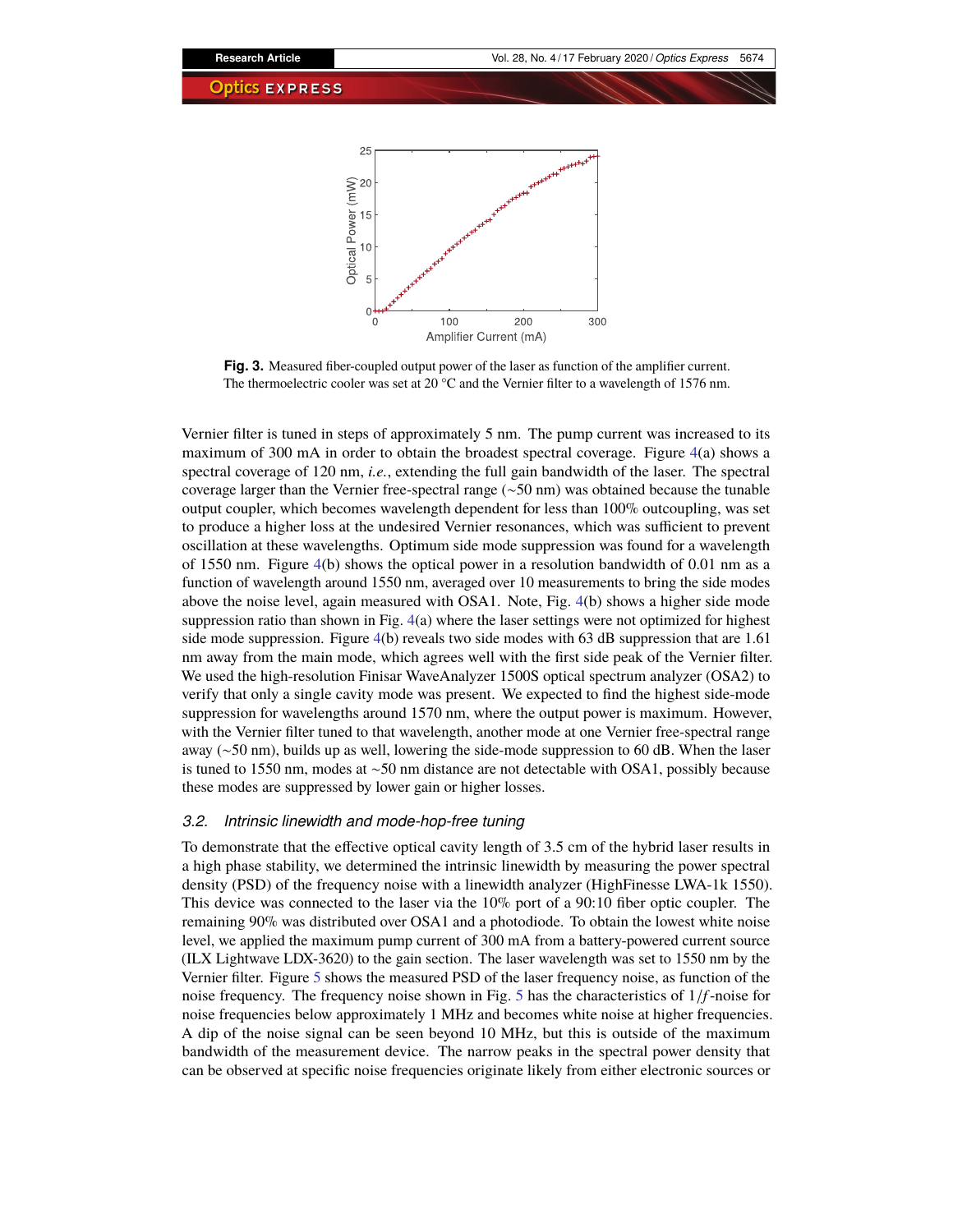**Fig. 3.** Measured fiber-coupled output power of the laser as function of the amplifier current. The thermoelectric cooler was set at 20 °C and the Vernier filter to a wavelength of 1576 nm.

Vernier filter is tuned in steps of approximately 5 nm. The pump current was increased to its maximum of 300 mA in order to obtain the broadest spectral coverage. Figure 4(a) shows a spectral coverage of 120 nm, *i.e.*, extending the full gain bandwidth of the laser. The spectral coverage larger than the Vernier free-spectral range (~50 nm) was obtained because the tunable output coupler, which becomes wavelength dependent for less than 100% outcoupling, was set to produce a higher loss at the undesired Vernier resonances, which was sufficient to prevent oscillation at these wavelengths. Optimum side mode suppression was found for a wavelength of 1550 nm. Figure 4(b) shows the optical power in a resolution bandwidth of 0.01 nm as a function of wavelength around 1550 nm, averaged over 10 measurements to bring the side modes above the noise level, again measured with OSA1. Note, Fig. 4(b) shows a higher side mode suppression ratio than shown in Fig. 4(a) where the laser settings were not optimized for highest side mode suppression. Figure 4(b) reveals two side modes with 63 dB suppression that are 1.61 nm away from the main mode, which agrees well with the first side peak of the Vernier filter. We used the high-resolution Finisar WaveAnalyzer 1500S optical spectrum analyzer (OSA2) to verify that only a single cavity mode was present. We expected to find the highest side-mode suppression for wavelengths around 1570 nm, where the output power is maximum. However, with the Vernier filter tuned to that wavelength, another mode at one Vernier free-spectral range away (~50 nm), builds up as well, lowering the side-mode suppression to 60 dB. When the laser is tuned to 1550 nm, modes at ~50 nm distance are not detectable with OSA1, possibly because these modes are suppressed by lower gain or higher losses.

### 3.2. Intrinsic linewidth and mode-hop-free tuning

To demonstrate that the effective optical cavity length of 3.5 cm of the hybrid laser results in a high phase stability, we determined the intrinsic linewidth by measuring the power spectral density (PSD) of the frequency noise with a linewidth analyzer (HighFinesse LWA-1k 1550). This device was connected to the laser via the 10% port of a 90:10 fiber optic coupler. The remaining 90% was distributed over OSA1 and a photodiode. To obtain the lowest white noise level, we applied the maximum pump current of 300 mA from a battery-powered current source (ILX Lightwave LDX-3620) to the gain section. The laser wavelength was set to 1550 nm by the Vernier filter. Figure 5 shows the measured PSD of the laser frequency noise, as function of the noise frequency. The frequency noise shown in Fig. 5 has the characteristics of $1/f$-noise for noise frequencies below approximately 1 MHz and becomes white noise at higher frequencies. A dip of the noise signal can be seen beyond 10 MHz, but this is outside of the maximum bandwidth of the measurement device. The narrow peaks in the spectral power density that can be observed at specific noise frequencies originate likely from either electronic sources or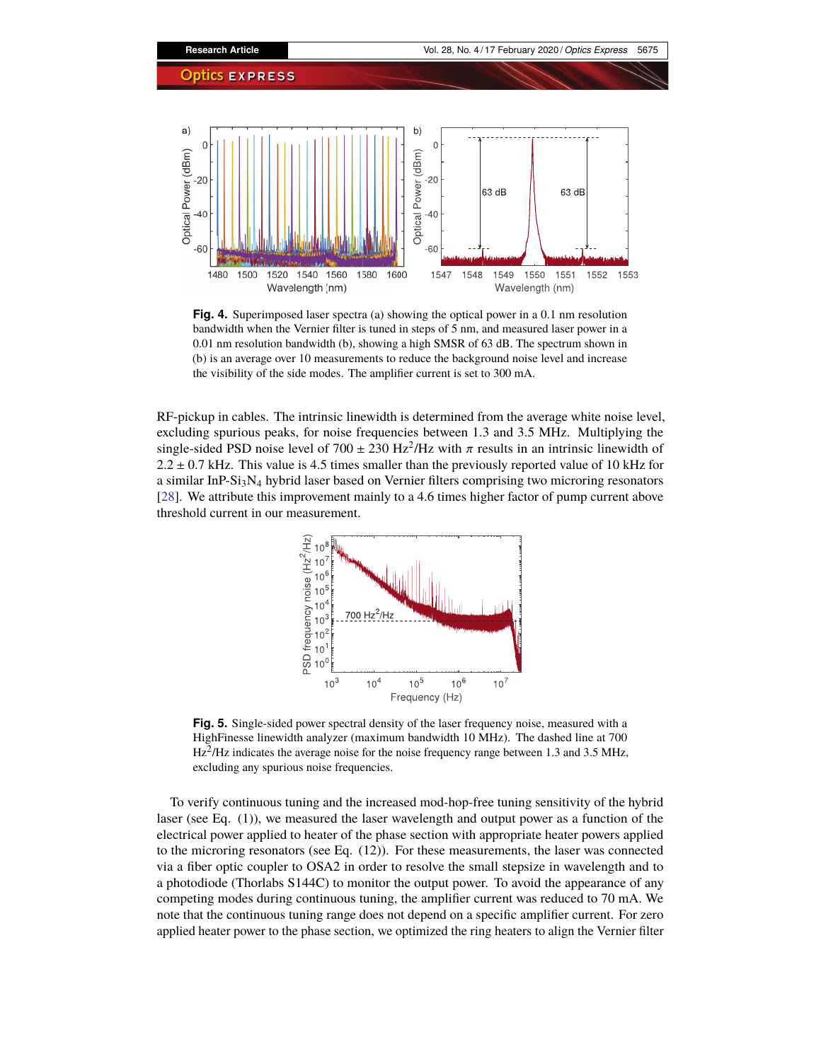**Fig. 4.** Superimposed laser spectra (a) showing the optical power in a 0.1 nm resolution bandwidth when the Vernier filter is tuned in steps of 5 nm, and measured laser power in a 0.01 nm resolution bandwidth (b), showing a high SMSR of 63 dB. The spectrum shown in (b) is an average over 10 measurements to reduce the background noise level and increase the visibility of the side modes. The amplifier current is set to 300 mA.

RF-pickup in cables. The intrinsic linewidth is determined from the average white noise level, excluding spurious peaks, for noise frequencies between 1.3 and 3.5 MHz. Multiplying the single-sided PSD noise level of $700 \pm 230$ Hz$^2$/Hz with $\pi$ results in an intrinsic linewidth of $2.2 \pm 0.7$ kHz. This value is 4.5 times smaller than the previously reported value of 10 kHz for a similar InP-$Si_3N_4$ hybrid laser based on Vernier filters comprising two microring resonators [28]. We attribute this improvement mainly to a 4.6 times higher factor of pump current above threshold current in our measurement.

**Fig. 5.** Single-sided power spectral density of the laser frequency noise, measured with a HighFinesse linewidth analyzer (maximum bandwidth 10 MHz). The dashed line at 700 Hz$^2$/Hz indicates the average noise for the noise frequency range between 1.3 and 3.5 MHz, excluding any spurious noise frequencies.

To verify continuous tuning and the increased mod-hop-free tuning sensitivity of the hybrid laser (see Eq. (1)), we measured the laser wavelength and output power as a function of the electrical power applied to heater of the phase section with appropriate heater powers applied to the microring resonators (see Eq. (12)). For these measurements, the laser was connected via a fiber optic coupler to OSA2 in order to resolve the small stepsize in wavelength and to a photodiode (Thorlabs S144C) to monitor the output power. To avoid the appearance of any competing modes during continuous tuning, the amplifier current was reduced to 70 mA. We note that the continuous tuning range does not depend on a specific amplifier current. For zero applied heater power to the phase section, we optimized the ring heaters to align the Vernier filter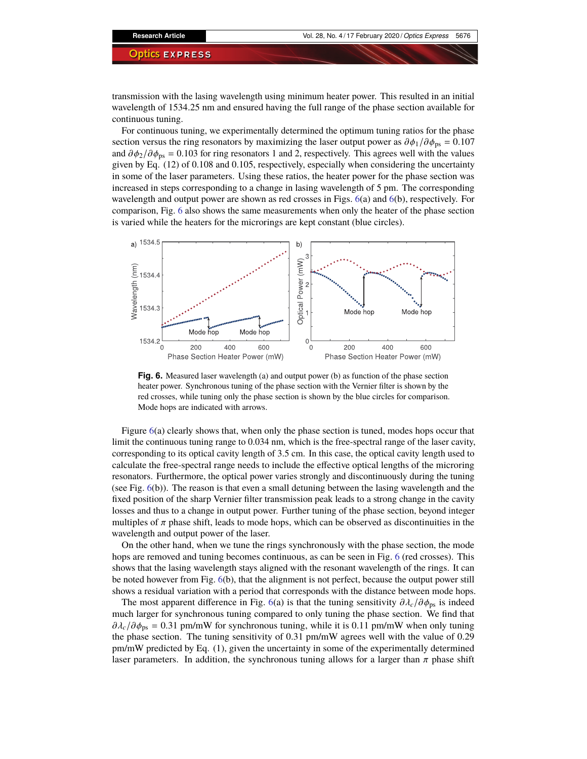transmission with the lasing wavelength using minimum heater power. This resulted in an initial wavelength of 1534.25 nm and ensured having the full range of the phase section available for continuous tuning.

For continuous tuning, we experimentally determined the optimum tuning ratios for the phase section versus the ring resonators by maximizing the laser output power as $\partial\phi_1/\partial\phi_{ps} = 0.107$ and $\partial\phi_2/\partial\phi_{ps} = 0.103$ for ring resonators 1 and 2, respectively. This agrees well with the values given by Eq. (12) of 0.108 and 0.105, respectively, especially when considering the uncertainty in some of the laser parameters. Using these ratios, the heater power for the phase section was increased in steps corresponding to a change in lasing wavelength of 5 pm. The corresponding wavelength and output power are shown as red crosses in Figs. 6(a) and 6(b), respectively. For comparison, Fig. 6 also shows the same measurements when only the heater of the phase section is varied while the heaters for the microrings are kept constant (blue circles).

**Fig. 6.** Measured laser wavelength (a) and output power (b) as function of the phase section heater power. Synchronous tuning of the phase section with the Vernier filter is shown by the red crosses, while tuning only the phase section is shown by the blue circles for comparison. Mode hops are indicated with arrows.

Figure 6(a) clearly shows that, when only the phase section is tuned, modes hops occur that limit the continuous tuning range to 0.034 nm, which is the free-spectral range of the laser cavity, corresponding to its optical cavity length of 3.5 cm. In this case, the optical cavity length used to calculate the free-spectral range needs to include the effective optical lengths of the microring resonators. Furthermore, the optical power varies strongly and discontinuously during the tuning (see Fig. 6(b)). The reason is that even a small detuning between the lasing wavelength and the fixed position of the sharp Vernier filter transmission peak leads to a strong change in the cavity losses and thus to a change in output power. Further tuning of the phase section, beyond integer multiples of $\pi$ phase shift, leads to mode hops, which can be observed as discontinuities in the wavelength and output power of the laser.

On the other hand, when we tune the rings synchronously with the phase section, the mode hops are removed and tuning becomes continuous, as can be seen in Fig. 6 (red crosses). This shows that the lasing wavelength stays aligned with the resonant wavelength of the rings. It can be noted however from Fig. 6(b), that the alignment is not perfect, because the output power still shows a residual variation with a period that corresponds with the distance between mode hops.

The most apparent difference in Fig. 6(a) is that the tuning sensitivity $\partial\lambda_c/\partial\phi_{ps}$ is indeed much larger for synchronous tuning compared to only tuning the phase section. We find that $\partial\lambda_c/\partial\phi_{ps} = 0.31$ pm/mW for synchronous tuning, while it is 0.11 pm/mW when only tuning the phase section. The tuning sensitivity of 0.31 pm/mW agrees well with the value of 0.29 pm/mW predicted by Eq. (1), given the uncertainty in some of the experimentally determined laser parameters. In addition, the synchronous tuning allows for a larger than $\pi$ phase shift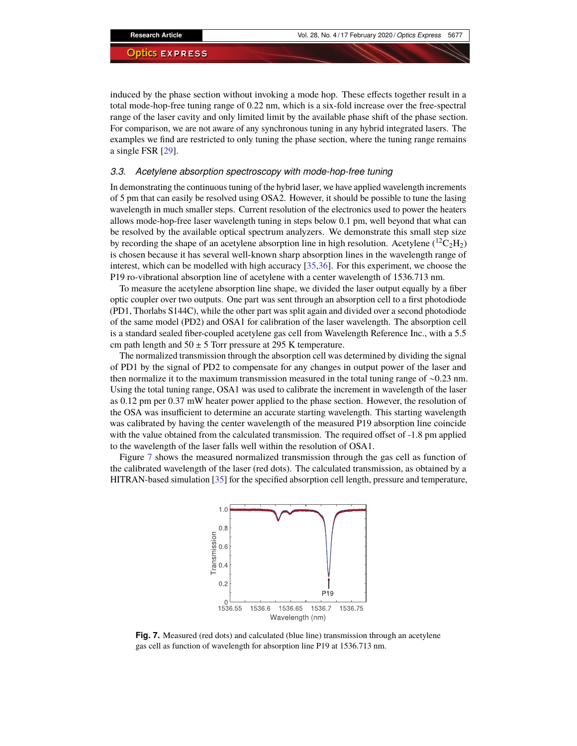induced by the phase section without invoking a mode hop. These effects together result in a total mode-hop-free tuning range of 0.22 nm, which is a six-fold increase over the free-spectral range of the laser cavity and only limited limit by the available phase shift of the phase section. For comparison, we are not aware of any synchronous tuning in any hybrid integrated lasers. The examples we find are restricted to only tuning the phase section, where the tuning range remains a single FSR [29].

### *3.3. Acetylene absorption spectroscopy with mode-hop-free tuning*

In demonstrating the continuous tuning of the hybrid laser, we have applied wavelength increments of 5 pm that can easily be resolved using OSA2. However, it should be possible to tune the lasing wavelength in much smaller steps. Current resolution of the electronics used to power the heaters allows mode-hop-free laser wavelength tuning in steps below 0.1 pm, well beyond that what can be resolved by the available optical spectrum analyzers. We demonstrate this small step size by recording the shape of an acetylene absorption line in high resolution. Acetylene ($^{12}C_2H_2$) is chosen because it has several well-known sharp absorption lines in the wavelength range of interest, which can be modelled with high accuracy [35,36]. For this experiment, we choose the P19 ro-vibrational absorption line of acetylene with a center wavelength of 1536.713 nm.

To measure the acetylene absorption line shape, we divided the laser output equally by a fiber optic coupler over two outputs. One part was sent through an absorption cell to a first photodiode (PD1, Thorlabs S144C), while the other part was split again and divided over a second photodiode of the same model (PD2) and OSA1 for calibration of the laser wavelength. The absorption cell is a standard sealed fiber-coupled acetylene gas cell from Wavelength Reference Inc., with a 5.5 cm path length and 50 ± 5 Torr pressure at 295 K temperature.

The normalized transmission through the absorption cell was determined by dividing the signal of PD1 by the signal of PD2 to compensate for any changes in output power of the laser and then normalize it to the maximum transmission measured in the total tuning range of ~0.23 nm. Using the total tuning range, OSA1 was used to calibrate the increment in wavelength of the laser as 0.12 pm per 0.37 mW heater power applied to the phase section. However, the resolution of the OSA was insufficient to determine an accurate starting wavelength. This starting wavelength was calibrated by having the center wavelength of the measured P19 absorption line coincide with the value obtained from the calculated transmission. The required offset of -1.8 pm applied to the wavelength of the laser falls well within the resolution of OSA1.

Figure 7 shows the measured normalized transmission through the gas cell as function of the calibrated wavelength of the laser (red dots). The calculated transmission, as obtained by a HITRAN-based simulation [35] for the specified absorption cell length, pressure and temperature,

**Fig. 7.** Measured (red dots) and calculated (blue line) transmission through an acetylene gas cell as function of wavelength for absorption line P19 at 1536.713 nm.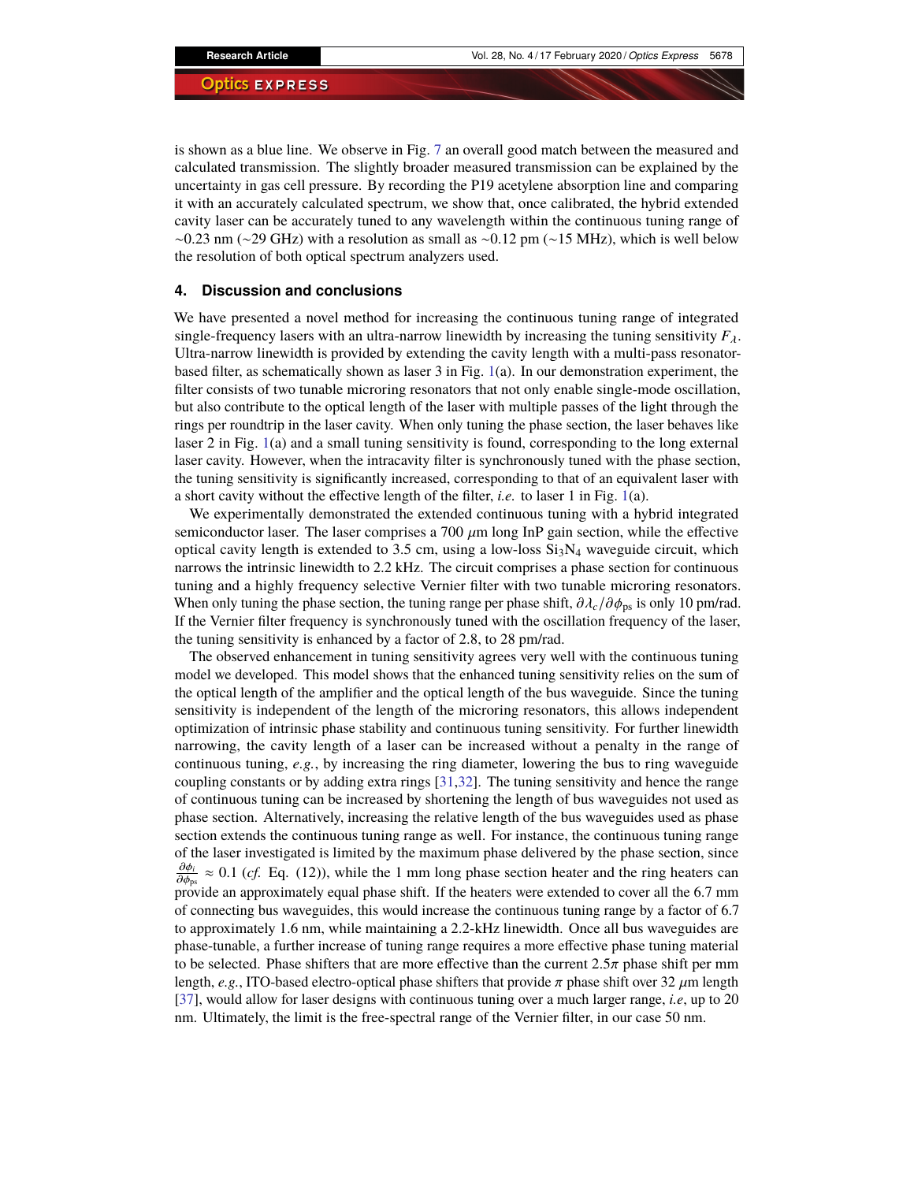is shown as a blue line. We observe in Fig. 7 an overall good match between the measured and calculated transmission. The slightly broader measured transmission can be explained by the uncertainty in gas cell pressure. By recording the P19 acetylene absorption line and comparing it with an accurately calculated spectrum, we show that, once calibrated, the hybrid extended cavity laser can be accurately tuned to any wavelength within the continuous tuning range of ~0.23 nm (~29 GHz) with a resolution as small as ~0.12 pm (~15 MHz), which is well below the resolution of both optical spectrum analyzers used.

## 4. Discussion and conclusions

We have presented a novel method for increasing the continuous tuning range of integrated single-frequency lasers with an ultra-narrow linewidth by increasing the tuning sensitivity $F_{\lambda}$. Ultra-narrow linewidth is provided by extending the cavity length with a multi-pass resonator-based filter, as schematically shown as laser 3 in Fig. 1(a). In our demonstration experiment, the filter consists of two tunable microring resonators that not only enable single-mode oscillation, but also contribute to the optical length of the laser with multiple passes of the light through the rings per roundtrip in the laser cavity. When only tuning the phase section, the laser behaves like laser 2 in Fig. 1(a) and a small tuning sensitivity is found, corresponding to the long external laser cavity. However, when the intracavity filter is synchronously tuned with the phase section, the tuning sensitivity is significantly increased, corresponding to that of an equivalent laser with a short cavity without the effective length of the filter, *i.e.* to laser 1 in Fig. 1(a).

We experimentally demonstrated the extended continuous tuning with a hybrid integrated semiconductor laser. The laser comprises a 700 $\mu$m long InP gain section, while the effective optical cavity length is extended to 3.5 cm, using a low-loss $Si_3N_4$ waveguide circuit, which narrows the intrinsic linewidth to 2.2 kHz. The circuit comprises a phase section for continuous tuning and a highly frequency selective Vernier filter with two tunable microring resonators. When only tuning the phase section, the tuning range per phase shift, $\partial\lambda_c/\partial\phi_{\text{ps}}$ is only 10 pm/rad. If the Vernier filter frequency is synchronously tuned with the oscillation frequency of the laser, the tuning sensitivity is enhanced by a factor of 2.8, to 28 pm/rad.

The observed enhancement in tuning sensitivity agrees very well with the continuous tuning model we developed. This model shows that the enhanced tuning sensitivity relies on the sum of the optical length of the amplifier and the optical length of the bus waveguide. Since the tuning sensitivity is independent of the length of the microring resonators, this allows independent optimization of intrinsic phase stability and continuous tuning sensitivity. For further linewidth narrowing, the cavity length of a laser can be increased without a penalty in the range of continuous tuning, *e.g.*, by increasing the ring diameter, lowering the bus to ring waveguide coupling constants or by adding extra rings [31,32]. The tuning sensitivity and hence the range of continuous tuning can be increased by shortening the length of bus waveguides not used as phase section. Alternatively, increasing the relative length of the bus waveguides used as phase section extends the continuous tuning range as well. For instance, the continuous tuning range of the laser investigated is limited by the maximum phase delivered by the phase section, since $\frac{\partial\phi_i}{\partial\phi_{\text{ps}}} \approx 0.1$ (*cf.* Eq. (12)), while the 1 mm long phase section heater and the ring heaters can provide an approximately equal phase shift. If the heaters were extended to cover all the 6.7 mm of connecting bus waveguides, this would increase the continuous tuning range by a factor of 6.7 to approximately 1.6 nm, while maintaining a 2.2-kHz linewidth. Once all bus waveguides are phase-tunable, a further increase of tuning range requires a more effective phase tuning material to be selected. Phase shifters that are more effective than the current $2.5\pi$ phase shift per mm length, *e.g.*, ITO-based electro-optical phase shifters that provide $\pi$ phase shift over 32 $\mu$m length [37], would allow for laser designs with continuous tuning over a much larger range, *i.e*, up to 20 nm. Ultimately, the limit is the free-spectral range of the Vernier filter, in our case 50 nm.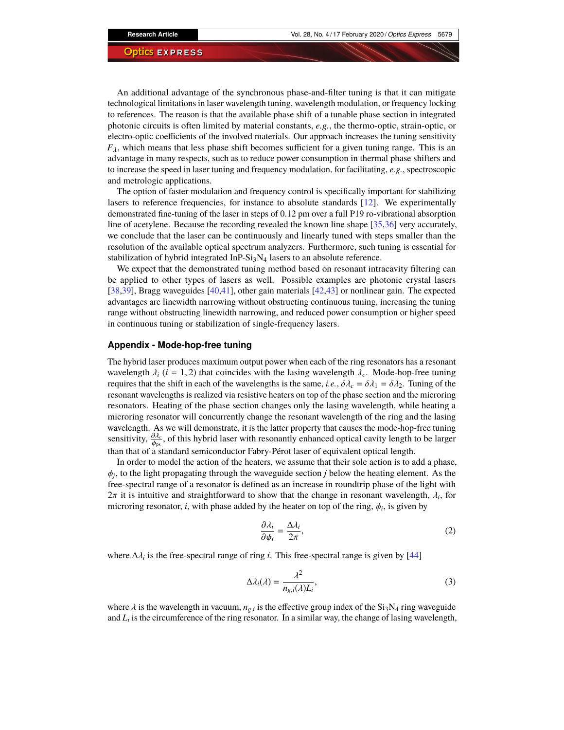An additional advantage of the synchronous phase-and-filter tuning is that it can mitigate technological limitations in laser wavelength tuning, wavelength modulation, or frequency locking to references. The reason is that the available phase shift of a tunable phase section in integrated photonic circuits is often limited by material constants, *e.g.*, the thermo-optic, strain-optic, or electro-optic coefficients of the involved materials. Our approach increases the tuning sensitivity $F_\lambda$, which means that less phase shift becomes sufficient for a given tuning range. This is an advantage in many respects, such as to reduce power consumption in thermal phase shifters and to increase the speed in laser tuning and frequency modulation, for facilitating, *e.g.*, spectroscopic and metrologic applications.

The option of faster modulation and frequency control is specifically important for stabilizing lasers to reference frequencies, for instance to absolute standards [12]. We experimentally demonstrated fine-tuning of the laser in steps of 0.12 pm over a full P19 ro-vibrational absorption line of acetylene. Because the recording revealed the known line shape [35,36] very accurately, we conclude that the laser can be continuously and linearly tuned with steps smaller than the resolution of the available optical spectrum analyzers. Furthermore, such tuning is essential for stabilization of hybrid integrated InP-$Si_3N_4$ lasers to an absolute reference.

We expect that the demonstrated tuning method based on resonant intracavity filtering can be applied to other types of lasers as well. Possible examples are photonic crystal lasers [38,39], Bragg waveguides [40,41], other gain materials [42,43] or nonlinear gain. The expected advantages are linewidth narrowing without obstructing continuous tuning, increasing the tuning range without obstructing linewidth narrowing, and reduced power consumption or higher speed in continuous tuning or stabilization of single-frequency lasers.

## Appendix - Mode-hop-free tuning

The hybrid laser produces maximum output power when each of the ring resonators has a resonant wavelength $\lambda_i$ ($i = 1, 2$) that coincides with the lasing wavelength $\lambda_c$. Mode-hop-free tuning requires that the shift in each of the wavelengths is the same, *i.e.*, $\delta\lambda_c = \delta\lambda_1 = \delta\lambda_2$. Tuning of the resonant wavelengths is realized via resistive heaters on top of the phase section and the microring resonators. Heating of the phase section changes only the lasing wavelength, while heating a microring resonator will concurrently change the resonant wavelength of the ring and the lasing wavelength. As we will demonstrate, it is the latter property that causes the mode-hop-free tuning sensitivity, $\frac{\partial\lambda_c}{\phi_{\rm ps}}$, of this hybrid laser with resonantly enhanced optical cavity length to be larger than that of a standard semiconductor Fabry-Pérot laser of equivalent optical length.

In order to model the action of the heaters, we assume that their sole action is to add a phase, $\phi_j$, to the light propagating through the waveguide section $j$ below the heating element. As the free-spectral range of a resonator is defined as an increase in roundtrip phase of the light with $2\pi$ it is intuitive and straightforward to show that the change in resonant wavelength, $\lambda_i$, for microring resonator, $i$, with phase added by the heater on top of the ring, $\phi_i$, is given by

$$\frac{\partial\lambda_i}{\partial\phi_i} = \frac{\Delta\lambda_i}{2\pi}, \tag{2}$$

where $\Delta\lambda_i$ is the free-spectral range of ring $i$. This free-spectral range is given by [44]

$$\Delta\lambda_i(\lambda) = \frac{\lambda^2}{n_{g,i}(\lambda)L_i}, \tag{3}$$

where $\lambda$ is the wavelength in vacuum, $n_{g,i}$ is the effective group index of the $Si_3N_4$ ring waveguide and $L_i$ is the circumference of the ring resonator. In a similar way, the change of lasing wavelength,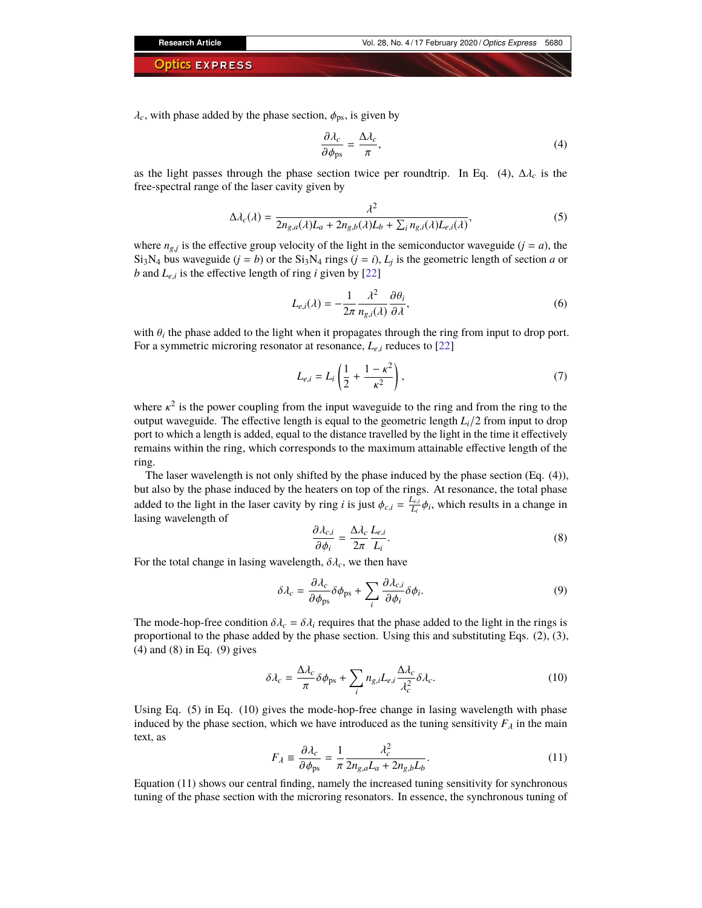$\lambda_c$, with phase added by the phase section, $\phi_{\text{ps}}$, is given by

$$\frac{\partial \lambda_c}{\partial \phi_{\text{ps}}} = \frac{\Delta \lambda_c}{\pi}, \tag{4}$$

as the light passes through the phase section twice per roundtrip. In Eq. (4), $\Delta\lambda_c$ is the free-spectral range of the laser cavity given by

$$\Delta\lambda_c(\lambda) = \frac{\lambda^2}{2n_{g,a}(\lambda)L_a + 2n_{g,b}(\lambda)L_b + \sum_i n_{g,i}(\lambda)L_{e,i}(\lambda)}, \tag{5}$$

where $n_{g,j}$ is the effective group velocity of the light in the semiconductor waveguide ($j = a$), the $Si_3N_4$ bus waveguide ($j = b$) or the $Si_3N_4$ rings ($j = i$), $L_j$ is the geometric length of section $a$ or $b$ and $L_{e,i}$ is the effective length of ring $i$ given by [22]

$$L_{e,i}(\lambda) = -\frac{1}{2\pi}\frac{\lambda^2}{n_{g,i}(\lambda)}\frac{\partial \theta_i}{\partial \lambda}, \tag{6}$$

with $\theta_i$ the phase added to the light when it propagates through the ring from input to drop port. For a symmetric microring resonator at resonance, $L_{e,i}$ reduces to [22]

$$L_{e,i} = L_i\left(\frac{1}{2} + \frac{1-\kappa^2}{\kappa^2}\right), \tag{7}$$

where $\kappa^2$ is the power coupling from the input waveguide to the ring and from the ring to the output waveguide. The effective length is equal to the geometric length $L_i/2$ from input to drop port to which a length is added, equal to the distance travelled by the light in the time it effectively remains within the ring, which corresponds to the maximum attainable effective length of the ring.

The laser wavelength is not only shifted by the phase induced by the phase section (Eq. (4)), but also by the phase induced by the heaters on top of the rings. At resonance, the total phase added to the light in the laser cavity by ring $i$ is just $\phi_{c,i} = \frac{L_{e,i}}{L_i}\phi_i$, which results in a change in lasing wavelength of

$$\frac{\partial \lambda_{c,i}}{\partial \phi_i} = \frac{\Delta\lambda_c}{2\pi}\frac{L_{e,i}}{L_i}. \tag{8}$$

For the total change in lasing wavelength, $\delta\lambda_c$, we then have

$$\delta\lambda_c = \frac{\partial \lambda_c}{\partial \phi_{\text{ps}}}\delta\phi_{\text{ps}} + \sum_i \frac{\partial \lambda_{c,i}}{\partial \phi_i}\delta\phi_i. \tag{9}$$

The mode-hop-free condition $\delta\lambda_c = \delta\lambda_i$ requires that the phase added to the light in the rings is proportional to the phase added by the phase section. Using this and substituting Eqs. (2), (3), (4) and (8) in Eq. (9) gives

$$\delta\lambda_c = \frac{\Delta\lambda_c}{\pi}\delta\phi_{\text{ps}} + \sum_i n_{g,i}L_{e,i}\frac{\Delta\lambda_c}{\lambda_c^2}\delta\lambda_c. \tag{10}$$

Using Eq. (5) in Eq. (10) gives the mode-hop-free change in lasing wavelength with phase induced by the phase section, which we have introduced as the tuning sensitivity $F_\lambda$ in the main text, as

$$F_\lambda \equiv \frac{\partial \lambda_c}{\partial \phi_{\text{ps}}} = \frac{1}{\pi}\frac{\lambda_c^2}{2n_{g,a}L_a + 2n_{g,b}L_b}. \tag{11}$$

Equation (11) shows our central finding, namely the increased tuning sensitivity for synchronous tuning of the phase section with the microring resonators. In essence, the synchronous tuning of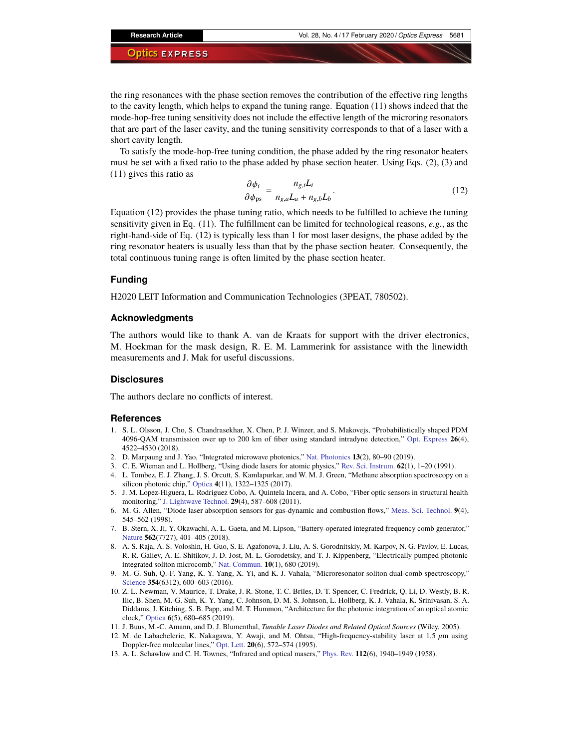the ring resonances with the phase section removes the contribution of the effective ring lengths to the cavity length, which helps to expand the tuning range. Equation (11) shows indeed that the mode-hop-free tuning sensitivity does not include the effective length of the microring resonators that are part of the laser cavity, and the tuning sensitivity corresponds to that of a laser with a short cavity length.

To satisfy the mode-hop-free tuning condition, the phase added by the ring resonator heaters must be set with a fixed ratio to the phase added by phase section heater. Using Eqs. (2), (3) and (11) gives this ratio as

$$\frac{\partial \phi_i}{\partial \phi_{\text{ps}}} = \frac{n_{g,i} L_i}{n_{g,a} L_a + n_{g,b} L_b}. \tag{12}$$

Equation (12) provides the phase tuning ratio, which needs to be fulfilled to achieve the tuning sensitivity given in Eq. (11). The fulfillment can be limited for technological reasons, *e.g.*, as the right-hand-side of Eq. (12) is typically less than 1 for most laser designs, the phase added by the ring resonator heaters is usually less than that by the phase section heater. Consequently, the total continuous tuning range is often limited by the phase section heater.

## Funding

H2020 LEIT Information and Communication Technologies (3PEAT, 780502).

## Acknowledgments

The authors would like to thank A. van de Kraats for support with the driver electronics, M. Hoekman for the mask design, R. E. M. Lammerink for assistance with the linewidth measurements and J. Mak for useful discussions.

## Disclosures

The authors declare no conflicts of interest.

## References

1. S. L. Olsson, J. Cho, S. Chandrasekhar, X. Chen, P. J. Winzer, and S. Makovejs, "Probabilistically shaped PDM 4096-QAM transmission over up to 200 km of fiber using standard intradyne detection," Opt. Express **26**(4), 4522–4530 (2018).
2. D. Marpaung and J. Yao, "Integrated microwave photonics," Nat. Photonics **13**(2), 80–90 (2019).
3. C. E. Wieman and L. Hollberg, "Using diode lasers for atomic physics," Rev. Sci. Instrum. **62**(1), 1–20 (1991).
4. L. Tombez, E. J. Zhang, J. S. Orcutt, S. Kamlapurkar, and W. M. J. Green, "Methane absorption spectroscopy on a silicon photonic chip," Optica **4**(11), 1322–1325 (2017).
5. J. M. Lopez-Higuera, L. Rodriguez Cobo, A. Quintela Incera, and A. Cobo, "Fiber optic sensors in structural health monitoring," J. Lightwave Technol. **29**(4), 587–608 (2011).
6. M. G. Allen, "Diode laser absorption sensors for gas-dynamic and combustion flows," Meas. Sci. Technol. **9**(4), 545–562 (1998).
7. B. Stern, X. Ji, Y. Okawachi, A. L. Gaeta, and M. Lipson, "Battery-operated integrated frequency comb generator," Nature **562**(7727), 401–405 (2018).
8. A. S. Raja, A. S. Voloshin, H. Guo, S. E. Agafonova, J. Liu, A. S. Gorodnitskiy, M. Karpov, N. G. Pavlov, E. Lucas, R. R. Galiev, A. E. Shitikov, J. D. Jost, M. L. Gorodetsky, and T. J. Kippenberg, "Electrically pumped photonic integrated soliton microcomb," Nat. Commun. **10**(1), 680 (2019).
9. M.-G. Suh, Q.-F. Yang, K. Y. Yang, X. Yi, and K. J. Vahala, "Microresonator soliton dual-comb spectroscopy," Science **354**(6312), 600–603 (2016).
10. Z. L. Newman, V. Maurice, T. Drake, J. R. Stone, T. C. Briles, D. T. Spencer, C. Fredrick, Q. Li, D. Westly, B. R. Ilic, B. Shen, M.-G. Suh, K. Y. Yang, C. Johnson, D. M. S. Johnson, L. Hollberg, K. J. Vahala, K. Srinivasan, S. A. Diddams, J. Kitching, S. B. Papp, and M. T. Hummon, "Architecture for the photonic integration of an optical atomic clock," Optica **6**(5), 680–685 (2019).
11. J. Buus, M.-C. Amann, and D. J. Blumenthal, *Tunable Laser Diodes and Related Optical Sources* (Wiley, 2005).
12. M. de Labachelerie, K. Nakagawa, Y. Awaji, and M. Ohtsu, "High-frequency-stability laser at 1.5 $\mu$m using Doppler-free molecular lines," Opt. Lett. **20**(6), 572–574 (1995).
13. A. L. Schawlow and C. H. Townes, "Infrared and optical masers," Phys. Rev. **112**(6), 1940–1949 (1958).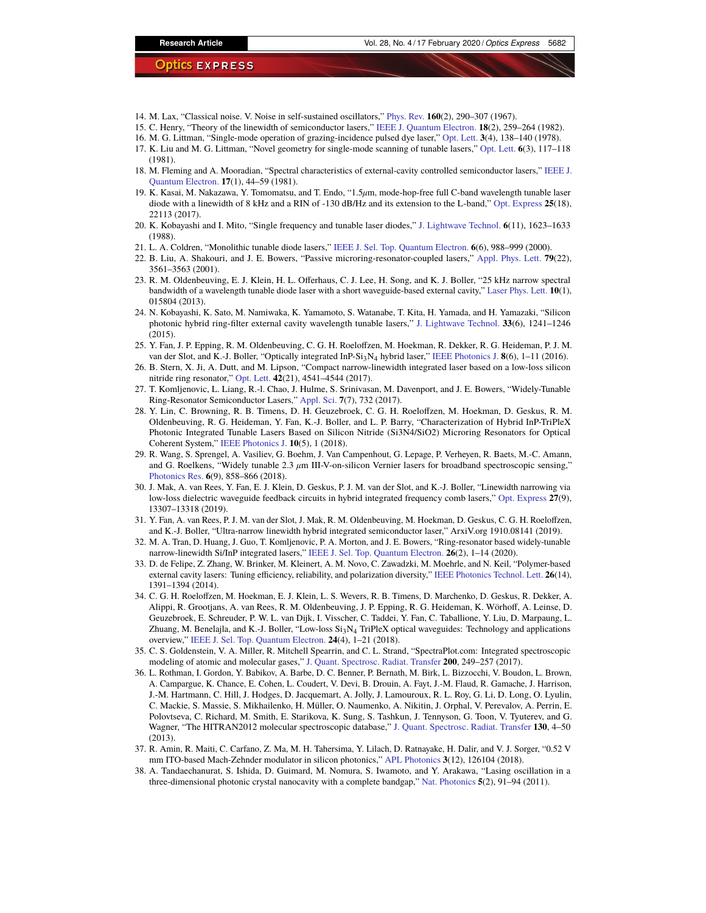14. M. Lax, "Classical noise. V. Noise in self-sustained oscillators," Phys. Rev. **160**(2), 290–307 (1967).
15. C. Henry, "Theory of the linewidth of semiconductor lasers," IEEE J. Quantum Electron. **18**(2), 259–264 (1982).
16. M. G. Littman, "Single-mode operation of grazing-incidence pulsed dye laser," Opt. Lett. **3**(4), 138–140 (1978).
17. K. Liu and M. G. Littman, "Novel geometry for single-mode scanning of tunable lasers," Opt. Lett. **6**(3), 117–118 (1981).
18. M. Fleming and A. Mooradian, "Spectral characteristics of external-cavity controlled semiconductor lasers," IEEE J. Quantum Electron. **17**(1), 44–59 (1981).
19. K. Kasai, M. Nakazawa, Y. Tomomatsu, and T. Endo, "1.5$\mu$m, mode-hop-free full C-band wavelength tunable laser diode with a linewidth of 8 kHz and a RIN of -130 dB/Hz and its extension to the L-band," Opt. Express **25**(18), 22113 (2017).
20. K. Kobayashi and I. Mito, "Single frequency and tunable laser diodes," J. Lightwave Technol. **6**(11), 1623–1633 (1988).
21. L. A. Coldren, "Monolithic tunable diode lasers," IEEE J. Sel. Top. Quantum Electron. **6**(6), 988–999 (2000).
22. B. Liu, A. Shakouri, and J. E. Bowers, "Passive microring-resonator-coupled lasers," Appl. Phys. Lett. **79**(22), 3561–3563 (2001).
23. R. M. Oldenbeuving, E. J. Klein, H. L. Offerhaus, C. J. Lee, H. Song, and K. J. Boller, "25 kHz narrow spectral bandwidth of a wavelength tunable diode laser with a short waveguide-based external cavity," Laser Phys. Lett. **10**(1), 015804 (2013).
24. N. Kobayashi, K. Sato, M. Namiwaka, K. Yamamoto, S. Watanabe, T. Kita, H. Yamada, and H. Yamazaki, "Silicon photonic hybrid ring-filter external cavity wavelength tunable lasers," J. Lightwave Technol. **33**(6), 1241–1246 (2015).
25. Y. Fan, J. P. Epping, R. M. Oldenbeuving, C. G. H. Roeloffzen, M. Hoekman, R. Dekker, R. G. Heideman, P. J. M. van der Slot, and K.-J. Boller, "Optically integrated InP-$Si_3N_4$ hybrid laser," IEEE Photonics J. **8**(6), 1–11 (2016).
26. B. Stern, X. Ji, A. Dutt, and M. Lipson, "Compact narrow-linewidth integrated laser based on a low-loss silicon nitride ring resonator," Opt. Lett. **42**(21), 4541–4544 (2017).
27. T. Komljenovic, L. Liang, R.-l. Chao, J. Hulme, S. Srinivasan, M. Davenport, and J. E. Bowers, "Widely-Tunable Ring-Resonator Semiconductor Lasers," Appl. Sci. **7**(7), 732 (2017).
28. Y. Lin, C. Browning, R. B. Timens, D. H. Geuzebroek, C. G. H. Roeloffzen, M. Hoekman, D. Geskus, R. M. Oldenbeuving, R. G. Heideman, Y. Fan, K.-J. Boller, and L. P. Barry, "Characterization of Hybrid InP-TriPleX Photonic Integrated Tunable Lasers Based on Silicon Nitride (Si3N4/SiO2) Microring Resonators for Optical Coherent System," IEEE Photonics J. **10**(5), 1 (2018).
29. R. Wang, S. Sprengel, A. Vasiliev, G. Boehm, J. Van Campenhout, G. Lepage, P. Verheyen, R. Baets, M.-C. Amann, and G. Roelkens, "Widely tunable 2.3 $\mu$m III-V-on-silicon Vernier lasers for broadband spectroscopic sensing," Photonics Res. **6**(9), 858–866 (2018).
30. J. Mak, A. van Rees, Y. Fan, E. J. Klein, D. Geskus, P. J. M. van der Slot, and K.-J. Boller, "Linewidth narrowing via low-loss dielectric waveguide feedback circuits in hybrid integrated frequency comb lasers," Opt. Express **27**(9), 13307–13318 (2019).
31. Y. Fan, A. van Rees, P. J. M. van der Slot, J. Mak, R. M. Oldenbeuving, M. Hoekman, D. Geskus, C. G. H. Roeloffzen, and K.-J. Boller, "Ultra-narrow linewidth hybrid integrated semiconductor laser," ArxiV.org 1910.08141 (2019).
32. M. A. Tran, D. Huang, J. Guo, T. Komljenovic, P. A. Morton, and J. E. Bowers, "Ring-resonator based widely-tunable narrow-linewidth Si/InP integrated lasers," IEEE J. Sel. Top. Quantum Electron. **26**(2), 1–14 (2020).
33. D. de Felipe, Z. Zhang, W. Brinker, M. Kleinert, A. M. Novo, C. Zawadzki, M. Moehrle, and N. Keil, "Polymer-based external cavity lasers: Tuning efficiency, reliability, and polarization diversity," IEEE Photonics Technol. Lett. **26**(14), 1391–1394 (2014).
34. C. G. H. Roeloffzen, M. Hoekman, E. J. Klein, L. S. Wevers, R. B. Timens, D. Marchenko, D. Geskus, R. Dekker, A. Alippi, R. Grootjans, A. van Rees, R. M. Oldenbeuving, J. P. Epping, R. G. Heideman, K. Wörhoff, A. Leinse, D. Geuzebroek, E. Schreuder, P. W. L. van Dijk, I. Visscher, C. Taddei, Y. Fan, C. Taballione, Y. Liu, D. Marpaung, L. Zhuang, M. Benelajla, and K.-J. Boller, "Low-loss $Si_3N_4$ TriPleX optical waveguides: Technology and applications overview," IEEE J. Sel. Top. Quantum Electron. **24**(4), 1–21 (2018).
35. C. S. Goldenstein, V. A. Miller, R. Mitchell Spearrin, and C. L. Strand, "SpectraPlot.com: Integrated spectroscopic modeling of atomic and molecular gases," J. Quant. Spectrosc. Radiat. Transfer **200**, 249–257 (2017).
36. L. Rothman, I. Gordon, Y. Babikov, A. Barbe, D. C. Benner, P. Bernath, M. Birk, L. Bizzocchi, V. Boudon, L. Brown, A. Campargue, K. Chance, E. Cohen, L. Coudert, V. Devi, B. Drouin, A. Fayt, J.-M. Flaud, R. Gamache, J. Harrison, J.-M. Hartmann, C. Hill, J. Hodges, D. Jacquemart, A. Jolly, J. Lamouroux, R. L. Roy, G. Li, D. Long, O. Lyulin, C. Mackie, S. Massie, S. Mikhailenko, H. Müller, O. Naumenko, A. Nikitin, J. Orphal, V. Perevalov, A. Perrin, E. Polovtseva, C. Richard, M. Smith, E. Starikova, K. Sung, S. Tashkun, J. Tennyson, G. Toon, V. Tyuterev, and G. Wagner, "The HITRAN2012 molecular spectroscopic database," J. Quant. Spectrosc. Radiat. Transfer **130**, 4–50 (2013).
37. R. Amin, R. Maiti, C. Carfano, Z. Ma, M. H. Tahersima, Y. Lilach, D. Ratnayake, H. Dalir, and V. J. Sorger, "0.52 V mm ITO-based Mach-Zehnder modulator in silicon photonics," APL Photonics **3**(12), 126104 (2018).
38. A. Tandaechanurat, S. Ishida, D. Guimard, M. Nomura, S. Iwamoto, and Y. Arakawa, "Lasing oscillation in a three-dimensional photonic crystal nanocavity with a complete bandgap," Nat. Photonics **5**(2), 91–94 (2011).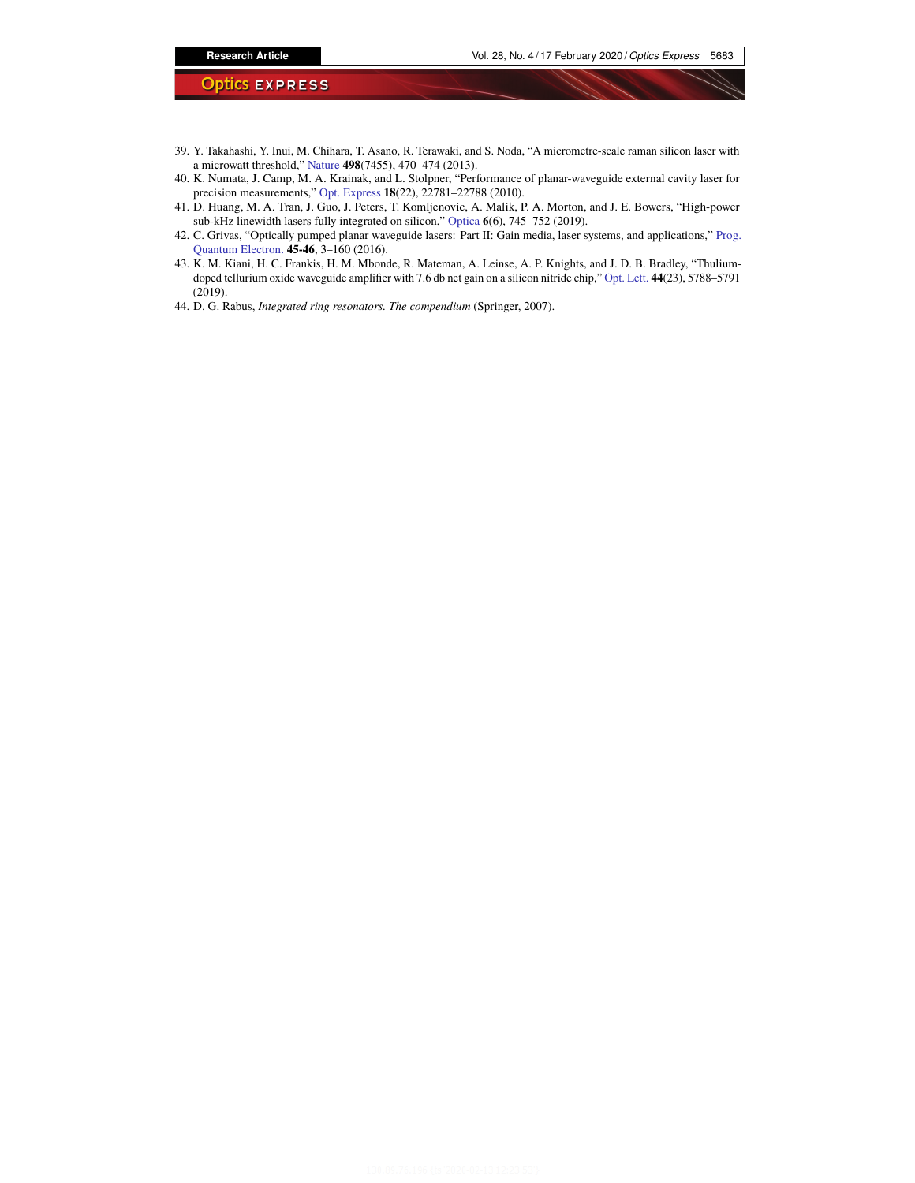39. Y. Takahashi, Y. Inui, M. Chihara, T. Asano, R. Terawaki, and S. Noda, "A micrometre-scale raman silicon laser with a microwatt threshold," Nature **498**(7455), 470–474 (2013).
40. K. Numata, J. Camp, M. A. Krainak, and L. Stolpner, "Performance of planar-waveguide external cavity laser for precision measurements," Opt. Express **18**(22), 22781–22788 (2010).
41. D. Huang, M. A. Tran, J. Guo, J. Peters, T. Komljenovic, A. Malik, P. A. Morton, and J. E. Bowers, "High-power sub-kHz linewidth lasers fully integrated on silicon," Optica **6**(6), 745–752 (2019).
42. C. Grivas, "Optically pumped planar waveguide lasers: Part II: Gain media, laser systems, and applications," Prog. Quantum Electron. **45-46**, 3–160 (2016).
43. K. M. Kiani, H. C. Frankis, H. M. Mbonde, R. Mateman, A. Leinse, A. P. Knights, and J. D. B. Bradley, "Thulium-doped tellurium oxide waveguide amplifier with 7.6 db net gain on a silicon nitride chip," Opt. Lett. **44**(23), 5788–5791 (2019).
44. D. G. Rabus, *Integrated ring resonators. The compendium* (Springer, 2007).